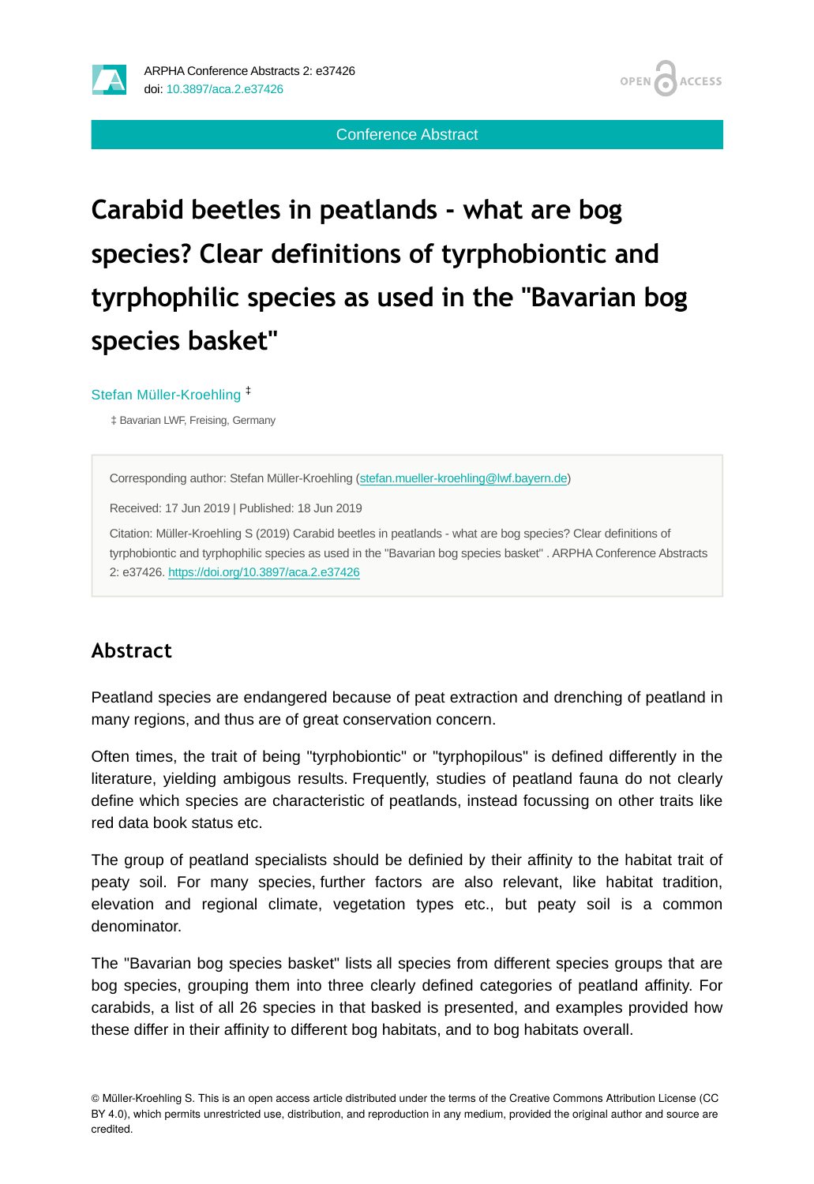Conference Abstract

# Carabid beetles in peatlands - what are bog species? Clear definitions of tyrphobiontic and tyrphophilic species as used in the "Bavarian bog species basket"

Stefan Müller-Kroehling [‡]

‡ Bavarian LWF, Freising, Germany

Corresponding author: Stefan Müller-Kroehling (stefan.mueller-kroehling@lwf.bayern.de)

Received: 17 Jun 2019 | Published: 18 Jun 2019

Citation: Müller-Kroehling S (2019) Carabid beetles in peatlands - what are bog species? Clear definitions of tyrphobiontic and tyrphophilic species as used in the "Bavarian bog species basket" . ARPHA Conference Abstracts 2: e37426. https://doi.org/10.3897/aca.2.e37426

## Abstract

Peatland species are endangered because of peat extraction and drenching of peatland in many regions, and thus are of great conservation concern.

Often times, the trait of being "tyrphobiontic" or "tyrphopilous" is defined differently in the literature, yielding ambigous results. Frequently, studies of peatland fauna do not clearly define which species are characteristic of peatlands, instead focussing on other traits like red data book status etc.

The group of peatland specialists should be definied by their affinity to the habitat trait of peaty soil. For many species, further factors are also relevant, like habitat tradition, elevation and regional climate, vegetation types etc., but peaty soil is a common denominator.

The "Bavarian bog species basket" lists all species from different species groups that are bog species, grouping them into three clearly defined categories of peatland affinity. For carabids, a list of all 26 species in that basked is presented, and examples provided how these differ in their affinity to different bog habitats, and to bog habitats overall.

© Müller-Kroehling S. This is an open access article distributed under the terms of the Creative Commons Attribution License (CC BY 4.0), which permits unrestricted use, distribution, and reproduction in any medium, provided the original author and source are credited.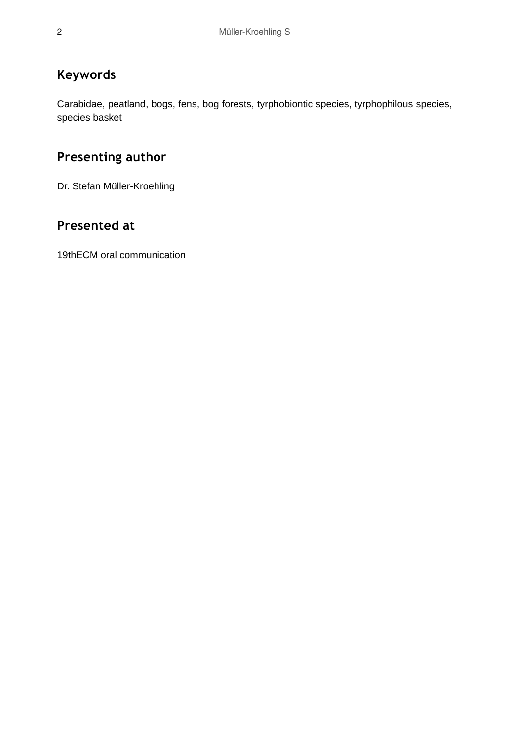## Keywords

Carabidae, peatland, bogs, fens, bog forests, tyrphobiontic species, tyrphophilous species, species basket

## Presenting author

Dr. Stefan Müller-Kroehling

## Presented at

19thECM oral communication